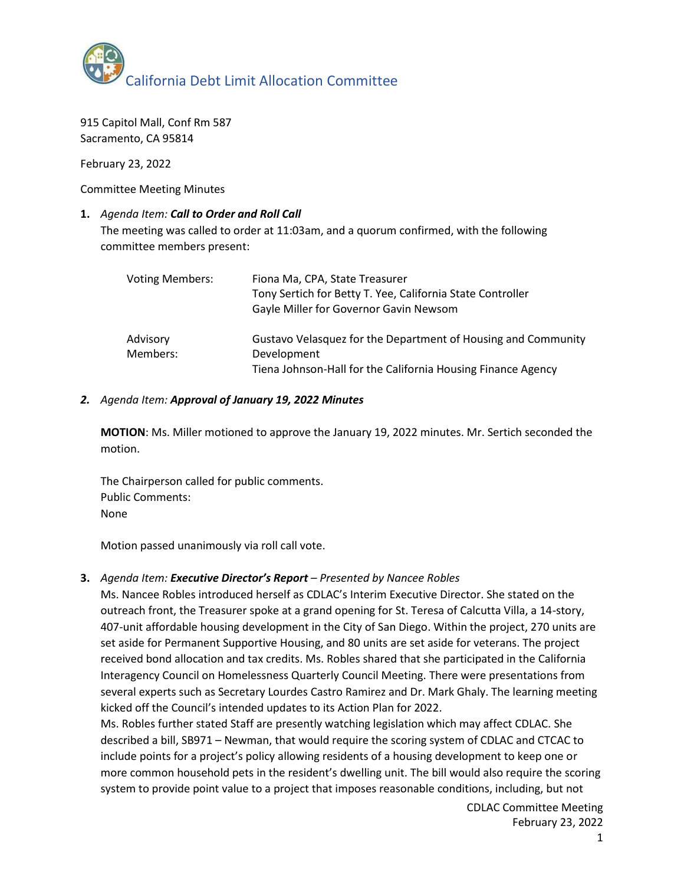# California Debt Limit Allocation Committee

915 Capitol Mall, Conf Rm 587
Sacramento, CA 95814

February 23, 2022

Committee Meeting Minutes

1. *Agenda Item:* ***Call to Order and Roll Call***
   The meeting was called to order at 11:03am, and a quorum confirmed, with the following committee members present:

| | |
|---|---|
| Voting Members: | Fiona Ma, CPA, State Treasurer<br>Tony Sertich for Betty T. Yee, California State Controller<br>Gayle Miller for Governor Gavin Newsom |
| Advisory Members: | Gustavo Velasquez for the Department of Housing and Community Development<br>Tiena Johnson-Hall for the California Housing Finance Agency |

2. *Agenda Item:* ***Approval of January 19, 2022 Minutes***

   **MOTION**: Ms. Miller motioned to approve the January 19, 2022 minutes. Mr. Sertich seconded the motion.

   The Chairperson called for public comments.
   Public Comments:
   None

   Motion passed unanimously via roll call vote.

3. *Agenda Item:* ***Executive Director's Report** – Presented by Nancee Robles*
   Ms. Nancee Robles introduced herself as CDLAC's Interim Executive Director. She stated on the outreach front, the Treasurer spoke at a grand opening for St. Teresa of Calcutta Villa, a 14-story, 407-unit affordable housing development in the City of San Diego. Within the project, 270 units are set aside for Permanent Supportive Housing, and 80 units are set aside for veterans. The project received bond allocation and tax credits. Ms. Robles shared that she participated in the California Interagency Council on Homelessness Quarterly Council Meeting. There were presentations from several experts such as Secretary Lourdes Castro Ramirez and Dr. Mark Ghaly. The learning meeting kicked off the Council's intended updates to its Action Plan for 2022.
   Ms. Robles further stated Staff are presently watching legislation which may affect CDLAC. She described a bill, SB971 – Newman, that would require the scoring system of CDLAC and CTCAC to include points for a project's policy allowing residents of a housing development to keep one or more common household pets in the resident's dwelling unit. The bill would also require the scoring system to provide point value to a project that imposes reasonable conditions, including, but not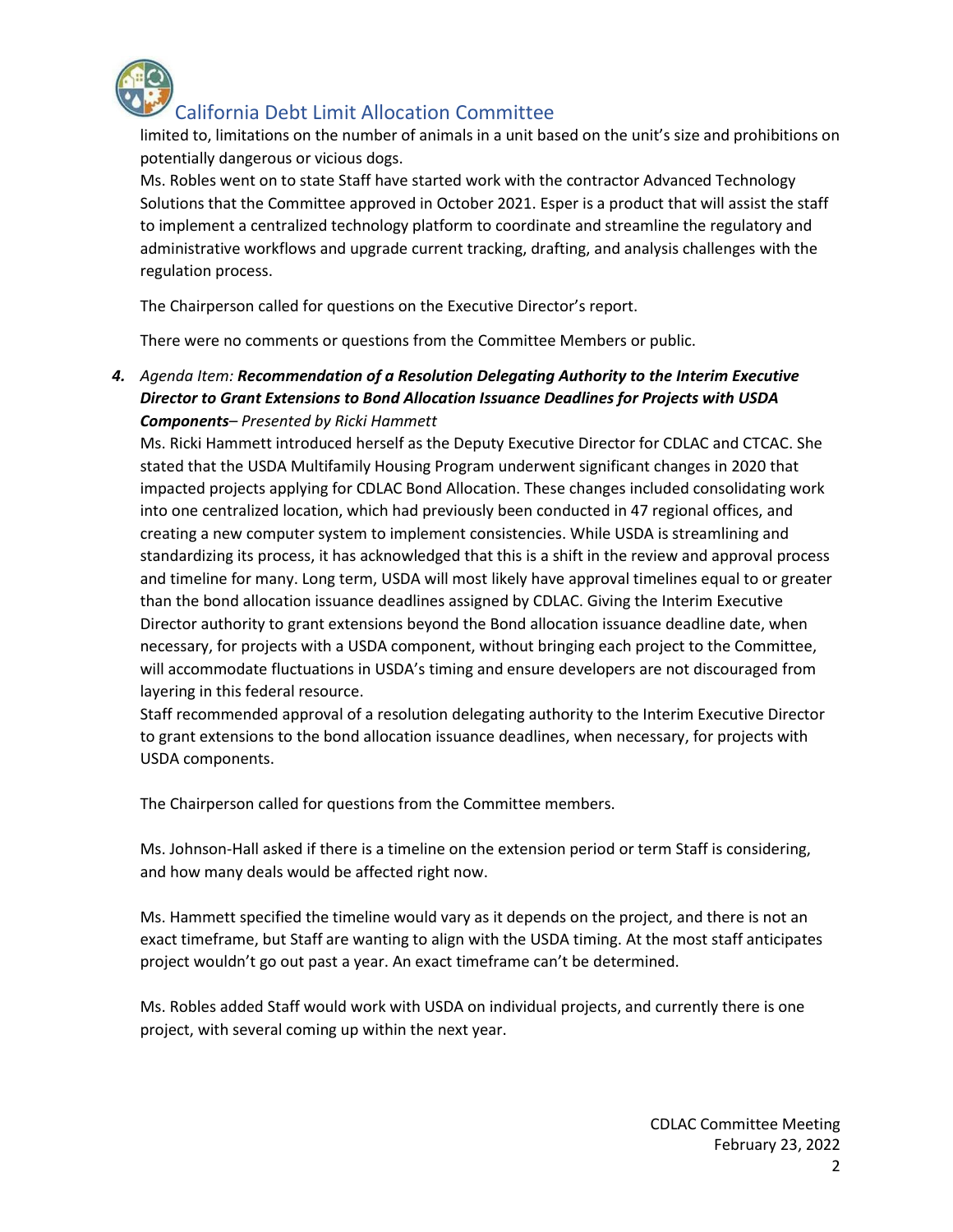limited to, limitations on the number of animals in a unit based on the unit's size and prohibitions on potentially dangerous or vicious dogs.

Ms. Robles went on to state Staff have started work with the contractor Advanced Technology Solutions that the Committee approved in October 2021. Esper is a product that will assist the staff to implement a centralized technology platform to coordinate and streamline the regulatory and administrative workflows and upgrade current tracking, drafting, and analysis challenges with the regulation process.

The Chairperson called for questions on the Executive Director's report.

There were no comments or questions from the Committee Members or public.

4. *Agenda Item: **Recommendation of a Resolution Delegating Authority to the Interim Executive Director to Grant Extensions to Bond Allocation Issuance Deadlines for Projects with USDA Components**– Presented by Ricki Hammett*

Ms. Ricki Hammett introduced herself as the Deputy Executive Director for CDLAC and CTCAC. She stated that the USDA Multifamily Housing Program underwent significant changes in 2020 that impacted projects applying for CDLAC Bond Allocation. These changes included consolidating work into one centralized location, which had previously been conducted in 47 regional offices, and creating a new computer system to implement consistencies. While USDA is streamlining and standardizing its process, it has acknowledged that this is a shift in the review and approval process and timeline for many. Long term, USDA will most likely have approval timelines equal to or greater than the bond allocation issuance deadlines assigned by CDLAC. Giving the Interim Executive Director authority to grant extensions beyond the Bond allocation issuance deadline date, when necessary, for projects with a USDA component, without bringing each project to the Committee, will accommodate fluctuations in USDA's timing and ensure developers are not discouraged from layering in this federal resource.

Staff recommended approval of a resolution delegating authority to the Interim Executive Director to grant extensions to the bond allocation issuance deadlines, when necessary, for projects with USDA components.

The Chairperson called for questions from the Committee members.

Ms. Johnson-Hall asked if there is a timeline on the extension period or term Staff is considering, and how many deals would be affected right now.

Ms. Hammett specified the timeline would vary as it depends on the project, and there is not an exact timeframe, but Staff are wanting to align with the USDA timing. At the most staff anticipates project wouldn't go out past a year. An exact timeframe can't be determined.

Ms. Robles added Staff would work with USDA on individual projects, and currently there is one project, with several coming up within the next year.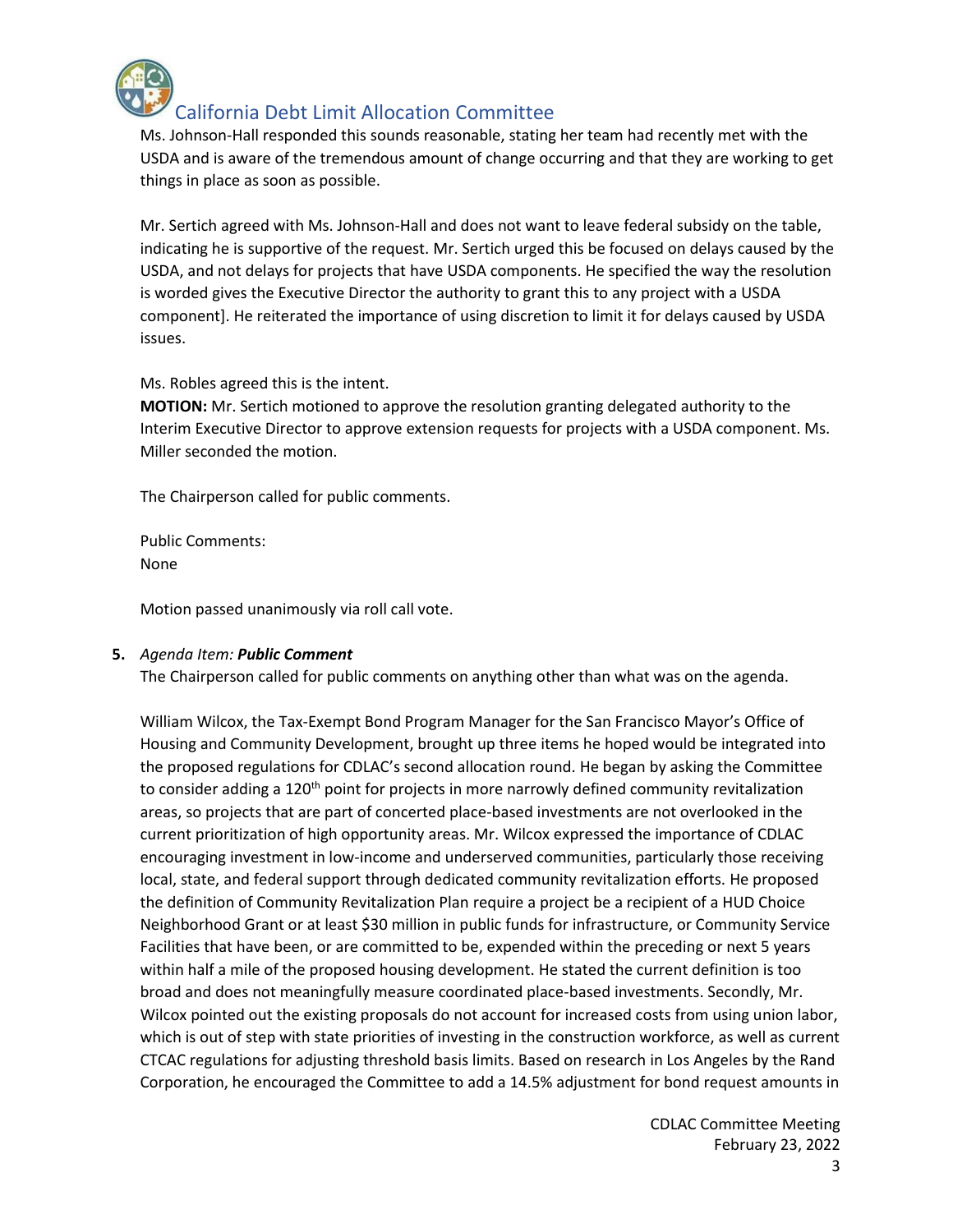Ms. Johnson-Hall responded this sounds reasonable, stating her team had recently met with the USDA and is aware of the tremendous amount of change occurring and that they are working to get things in place as soon as possible.

Mr. Sertich agreed with Ms. Johnson-Hall and does not want to leave federal subsidy on the table, indicating he is supportive of the request. Mr. Sertich urged this be focused on delays caused by the USDA, and not delays for projects that have USDA components. He specified the way the resolution is worded gives the Executive Director the authority to grant this to any project with a USDA component]. He reiterated the importance of using discretion to limit it for delays caused by USDA issues.

Ms. Robles agreed this is the intent.

**MOTION:** Mr. Sertich motioned to approve the resolution granting delegated authority to the Interim Executive Director to approve extension requests for projects with a USDA component. Ms. Miller seconded the motion.

The Chairperson called for public comments.

Public Comments:
None

Motion passed unanimously via roll call vote.

**5.** *Agenda Item:* ***Public Comment***

The Chairperson called for public comments on anything other than what was on the agenda.

William Wilcox, the Tax-Exempt Bond Program Manager for the San Francisco Mayor's Office of Housing and Community Development, brought up three items he hoped would be integrated into the proposed regulations for CDLAC's second allocation round. He began by asking the Committee to consider adding a 120th point for projects in more narrowly defined community revitalization areas, so projects that are part of concerted place-based investments are not overlooked in the current prioritization of high opportunity areas. Mr. Wilcox expressed the importance of CDLAC encouraging investment in low-income and underserved communities, particularly those receiving local, state, and federal support through dedicated community revitalization efforts. He proposed the definition of Community Revitalization Plan require a project be a recipient of a HUD Choice Neighborhood Grant or at least $30 million in public funds for infrastructure, or Community Service Facilities that have been, or are committed to be, expended within the preceding or next 5 years within half a mile of the proposed housing development. He stated the current definition is too broad and does not meaningfully measure coordinated place-based investments. Secondly, Mr. Wilcox pointed out the existing proposals do not account for increased costs from using union labor, which is out of step with state priorities of investing in the construction workforce, as well as current CTCAC regulations for adjusting threshold basis limits. Based on research in Los Angeles by the Rand Corporation, he encouraged the Committee to add a 14.5% adjustment for bond request amounts in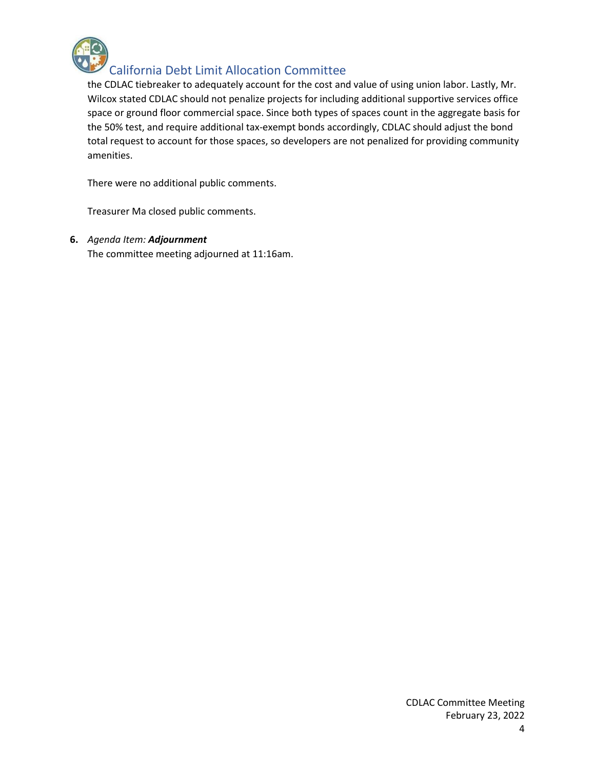the CDLAC tiebreaker to adequately account for the cost and value of using union labor. Lastly, Mr. Wilcox stated CDLAC should not penalize projects for including additional supportive services office space or ground floor commercial space. Since both types of spaces count in the aggregate basis for the 50% test, and require additional tax-exempt bonds accordingly, CDLAC should adjust the bond total request to account for those spaces, so developers are not penalized for providing community amenities.

There were no additional public comments.

Treasurer Ma closed public comments.

6. *Agenda Item:* ***Adjournment***

   The committee meeting adjourned at 11:16am.